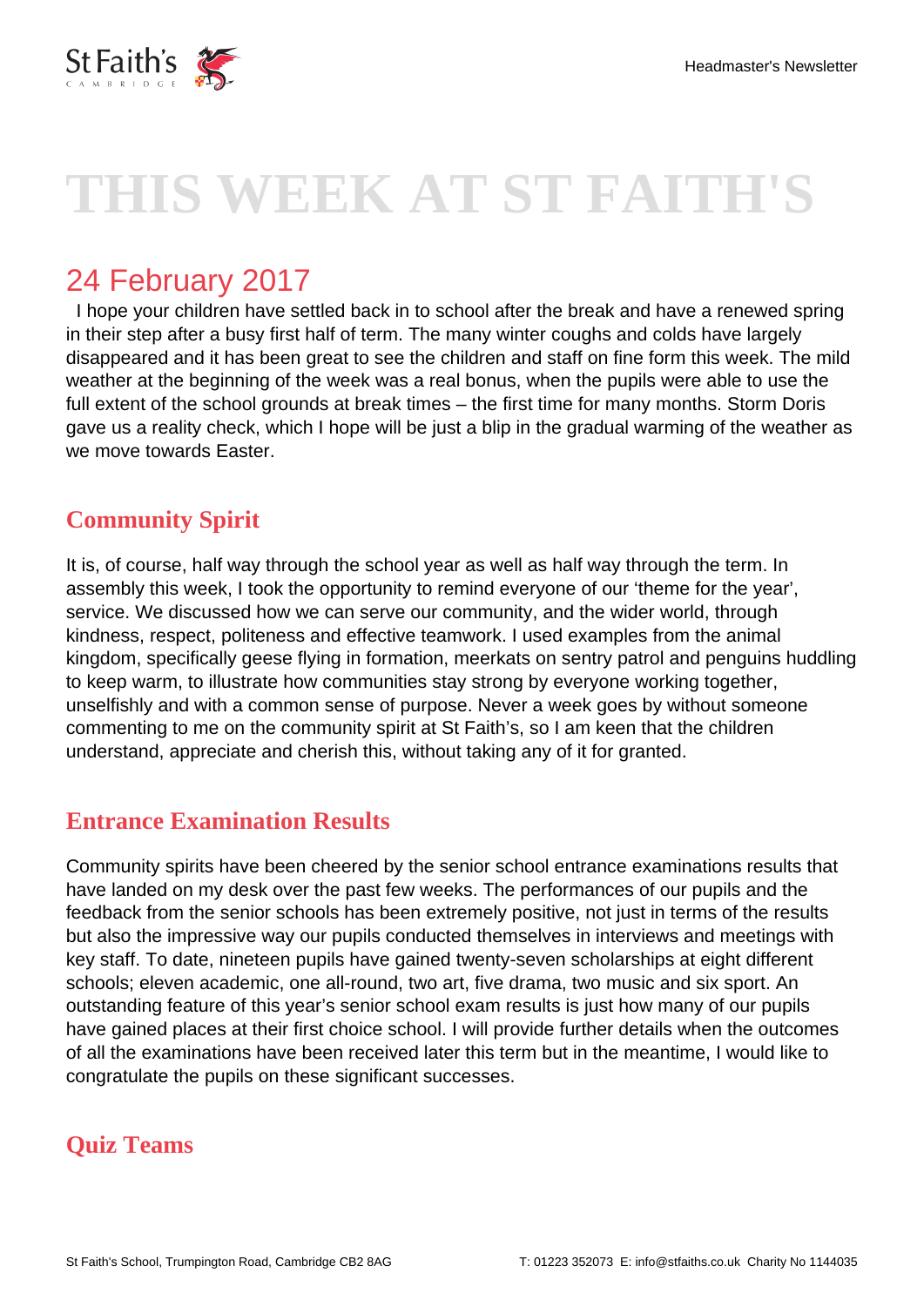# THIS WEEK AT ST FAITH'S

## 24 February 2017

I hope your children have settled back in to school after the break and have a renewed spring in their step after a busy first half of term. The many winter coughs and colds have largely disappeared and it has been great to see the children and staff on fine form this week. The mild weather at the beginning of the week was a real bonus, when the pupils were able to use the full extent of the school grounds at break times – the first time for many months. Storm Doris gave us a reality check, which I hope will be just a blip in the gradual warming of the weather as we move towards Easter.

### Community Spirit

It is, of course, half way through the school year as well as half way through the term. In assembly this week, I took the opportunity to remind everyone of our 'theme for the year', service. We discussed how we can serve our community, and the wider world, through kindness, respect, politeness and effective teamwork. I used examples from the animal kingdom, specifically geese flying in formation, meerkats on sentry patrol and penguins huddling to keep warm, to illustrate how communities stay strong by everyone working together, unselfishly and with a common sense of purpose. Never a week goes by without someone commenting to me on the community spirit at St Faith's, so I am keen that the children understand, appreciate and cherish this, without taking any of it for granted.

### Entrance Examination Results

Community spirits have been cheered by the senior school entrance examinations results that have landed on my desk over the past few weeks. The performances of our pupils and the feedback from the senior schools has been extremely positive, not just in terms of the results but also the impressive way our pupils conducted themselves in interviews and meetings with key staff. To date, nineteen pupils have gained twenty-seven scholarships at eight different schools; eleven academic, one all-round, two art, five drama, two music and six sport. An outstanding feature of this year's senior school exam results is just how many of our pupils have gained places at their first choice school. I will provide further details when the outcomes of all the examinations have been received later this term but in the meantime, I would like to congratulate the pupils on these significant successes.

### Quiz Teams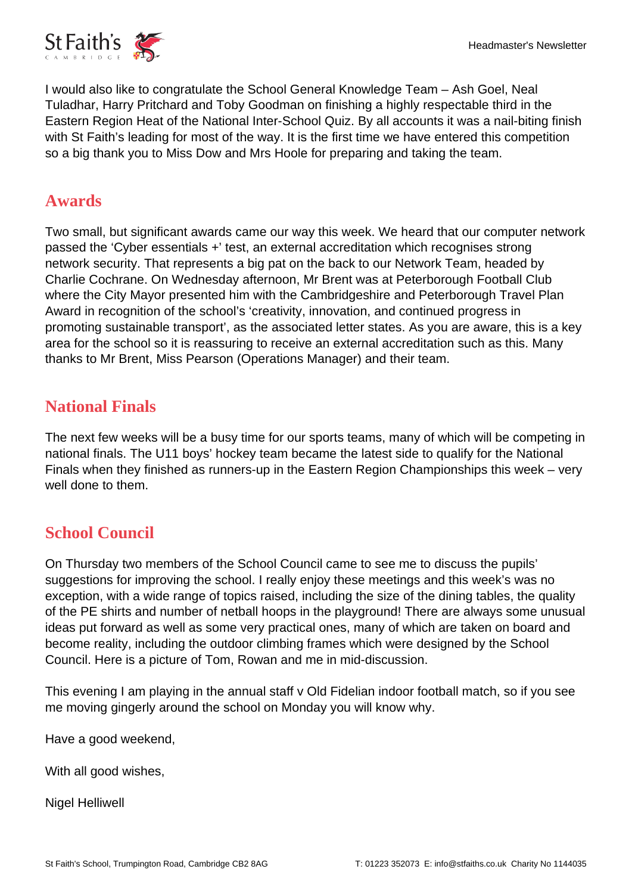I would also like to congratulate the School General Knowledge Team – Ash Goel, Neal Tuladhar, Harry Pritchard and Toby Goodman on finishing a highly respectable third in the Eastern Region Heat of the National Inter-School Quiz. By all accounts it was a nail-biting finish with St Faith's leading for most of the way. It is the first time we have entered this competition so a big thank you to Miss Dow and Mrs Hoole for preparing and taking the team.

## Awards

Two small, but significant awards came our way this week. We heard that our computer network passed the 'Cyber essentials +' test, an external accreditation which recognises strong network security. That represents a big pat on the back to our Network Team, headed by Charlie Cochrane. On Wednesday afternoon, Mr Brent was at Peterborough Football Club where the City Mayor presented him with the Cambridgeshire and Peterborough Travel Plan Award in recognition of the school's 'creativity, innovation, and continued progress in promoting sustainable transport', as the associated letter states. As you are aware, this is a key area for the school so it is reassuring to receive an external accreditation such as this. Many thanks to Mr Brent, Miss Pearson (Operations Manager) and their team.

## National Finals

The next few weeks will be a busy time for our sports teams, many of which will be competing in national finals. The U11 boys' hockey team became the latest side to qualify for the National Finals when they finished as runners-up in the Eastern Region Championships this week – very well done to them.

## School Council

On Thursday two members of the School Council came to see me to discuss the pupils' suggestions for improving the school. I really enjoy these meetings and this week's was no exception, with a wide range of topics raised, including the size of the dining tables, the quality of the PE shirts and number of netball hoops in the playground! There are always some unusual ideas put forward as well as some very practical ones, many of which are taken on board and become reality, including the outdoor climbing frames which were designed by the School Council. Here is a picture of Tom, Rowan and me in mid-discussion.

This evening I am playing in the annual staff v Old Fidelian indoor football match, so if you see me moving gingerly around the school on Monday you will know why.

Have a good weekend,

With all good wishes,

Nigel Helliwell